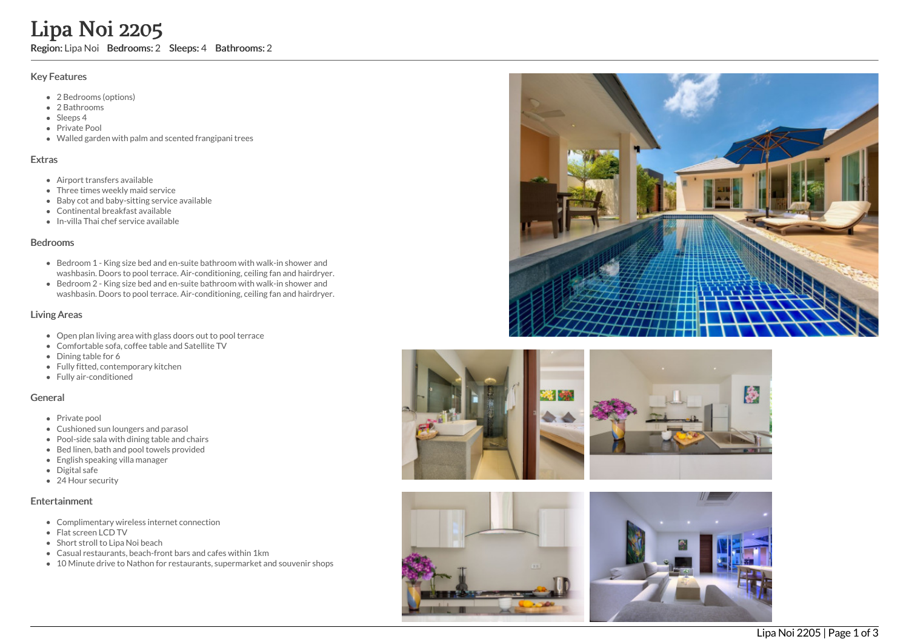# Lipa Noi 2205

**Region:** Lipa Noi **Bedrooms:** 2 **Sleeps:** 4 **Bathrooms:** 2

## Key Features

- 2 Bedrooms (options)
- 2 Bathrooms
- Sleeps 4
- Private Pool
- Walled garden with palm and scented frangipani trees

## Extras

- Airport transfers available
- Three times weekly maid service
- Baby cot and baby-sitting service available
- Continental breakfast available
- In-villa Thai chef service available

## Bedrooms

- Bedroom 1 - King size bed and en-suite bathroom with walk-in shower and washbasin. Doors to pool terrace. Air-conditioning, ceiling fan and hairdryer.
- Bedroom 2 - King size bed and en-suite bathroom with walk-in shower and washbasin. Doors to pool terrace. Air-conditioning, ceiling fan and hairdryer.

## Living Areas

- Open plan living area with glass doors out to pool terrace
- Comfortable sofa, coffee table and Satellite TV
- Dining table for 6
- Fully fitted, contemporary kitchen
- Fully air-conditioned

## General

- Private pool
- Cushioned sun loungers and parasol
- Pool-side sala with dining table and chairs
- Bed linen, bath and pool towels provided
- English speaking villa manager
- Digital safe
- 24 Hour security

## Entertainment

- Complimentary wireless internet connection
- Flat screen LCD TV
- Short stroll to Lipa Noi beach
- Casual restaurants, beach-front bars and cafes within 1km
- 10 Minute drive to Nathon for restaurants, supermarket and souvenir shops